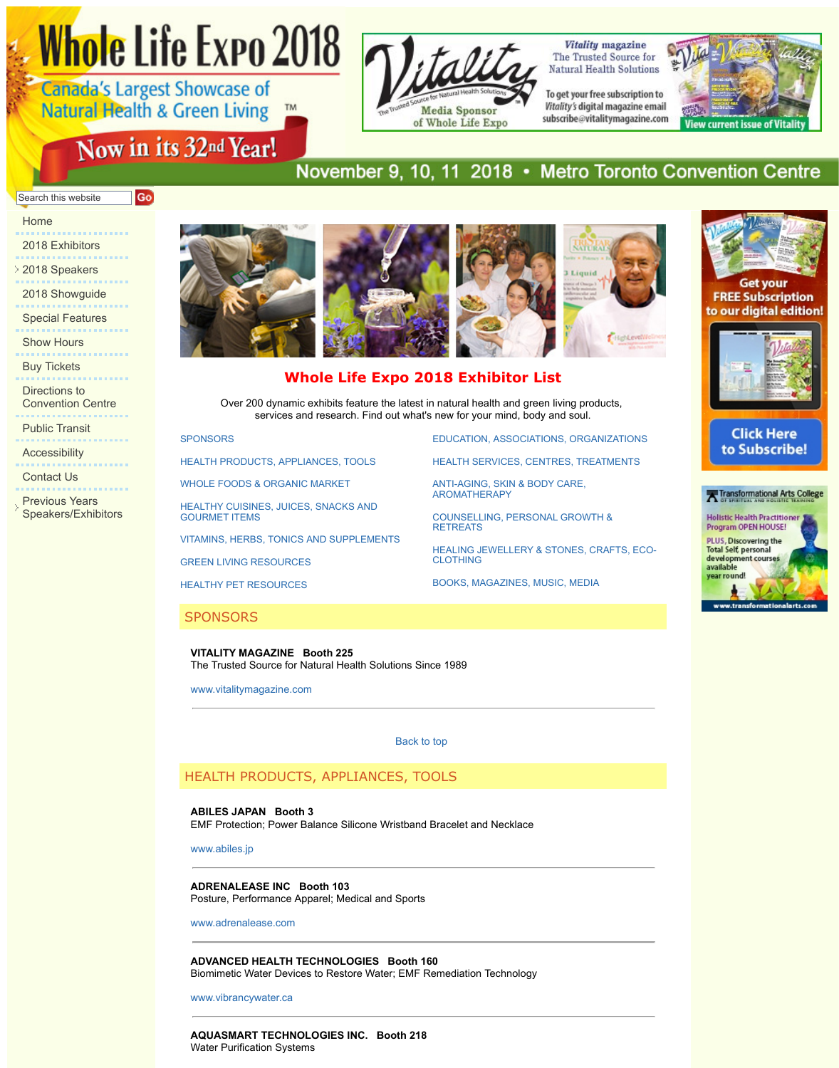# Whole Life Expo 2018

Canada's Largest Showcase of Natural Health & Green Living™

Now in its 32nd Year!

November 9, 10, 11 2018 • Metro Toronto Convention Centre

Vitality magazine — The Trusted Source for Natural Health Solutions. Media Sponsor of Whole Life Expo. To get your free subscription to Vitality's digital magazine email subscribe@vitalitymagazine.com. View current issue of Vitality

Search this website Go

- Home
- 2018 Exhibitors
- 2018 Speakers
- 2018 Showguide
- Special Features
- Show Hours
- Buy Tickets
- Directions to Convention Centre
- Public Transit
- Accessibility
- Contact Us
- Previous Years Speakers/Exhibitors

## Whole Life Expo 2018 Exhibitor List

Over 200 dynamic exhibits feature the latest in natural health and green living products, services and research. Find out what's new for your mind, body and soul.

- SPONSORS
- HEALTH PRODUCTS, APPLIANCES, TOOLS
- WHOLE FOODS & ORGANIC MARKET
- HEALTHY CUISINES, JUICES, SNACKS AND GOURMET ITEMS
- VITAMINS, HERBS, TONICS AND SUPPLEMENTS
- GREEN LIVING RESOURCES
- HEALTHY PET RESOURCES
- EDUCATION, ASSOCIATIONS, ORGANIZATIONS
- HEALTH SERVICES, CENTRES, TREATMENTS
- ANTI-AGING, SKIN & BODY CARE, AROMATHERAPY
- COUNSELLING, PERSONAL GROWTH & RETREATS
- HEALING JEWELLERY & STONES, CRAFTS, ECO-CLOTHING
- BOOKS, MAGAZINES, MUSIC, MEDIA

## SPONSORS

**VITALITY MAGAZINE Booth 225**
The Trusted Source for Natural Health Solutions Since 1989

www.vitalitymagazine.com

---

Back to top

## HEALTH PRODUCTS, APPLIANCES, TOOLS

**ABILES JAPAN Booth 3**
EMF Protection; Power Balance Silicone Wristband Bracelet and Necklace

www.abiles.jp

---

**ADRENALEASE INC Booth 103**
Posture, Performance Apparel; Medical and Sports

www.adrenalease.com

---

**ADVANCED HEALTH TECHNOLOGIES Booth 160**
Biomimetic Water Devices to Restore Water; EMF Remediation Technology

www.vibrancywater.ca

---

**AQUASMART TECHNOLOGIES INC. Booth 218**
Water Purification Systems

Get your FREE Subscription to our digital edition! Click Here to Subscribe!

Transformational Arts College of Spiritual and Holistic Training — Holistic Health Practitioner Program OPEN HOUSE! PLUS, Discovering the Total Self, personal development courses available year round! www.transformationalarts.com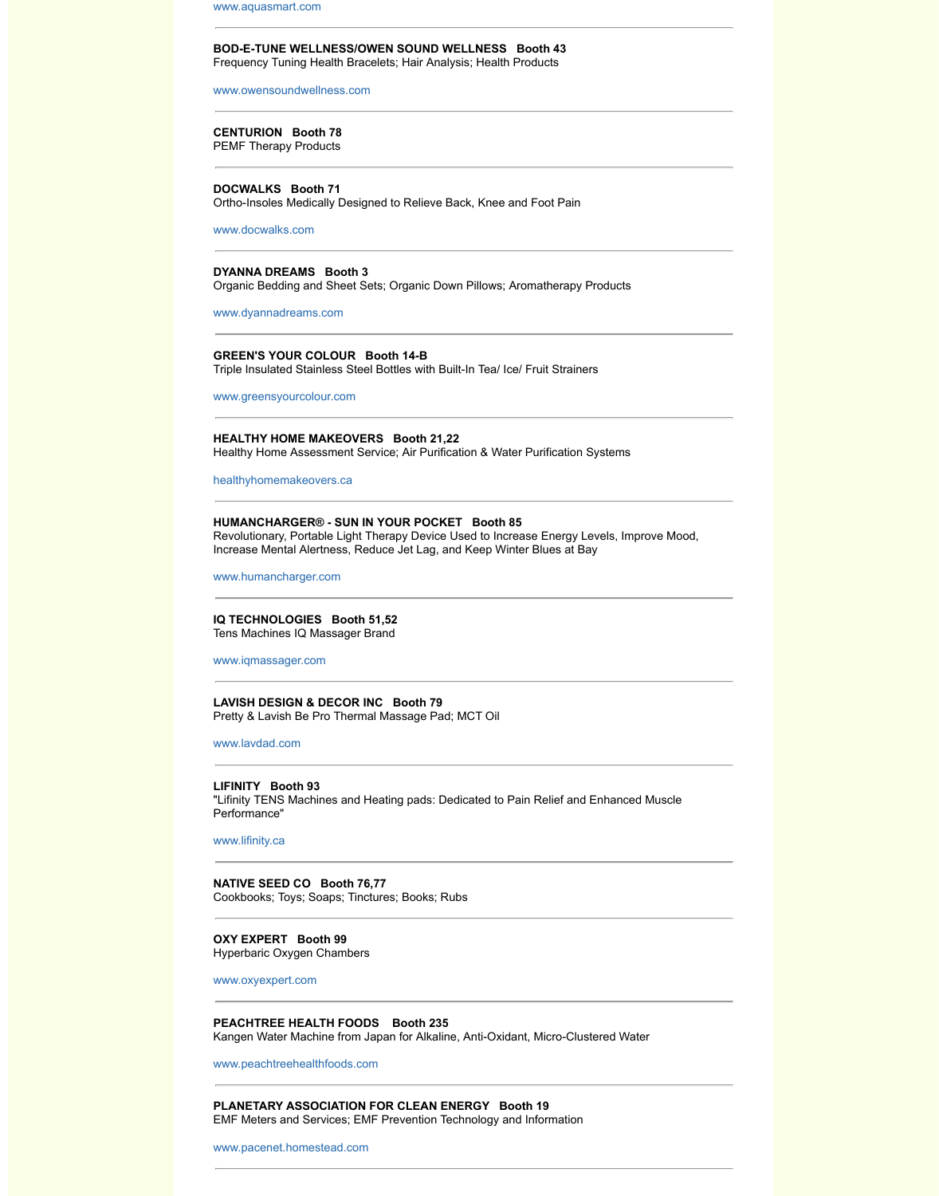www.aquasmart.com

---

**BOD-E-TUNE WELLNESS/OWEN SOUND WELLNESS   Booth 43**
Frequency Tuning Health Bracelets; Hair Analysis; Health Products

www.owensoundwellness.com

---

**CENTURION   Booth 78**
PEMF Therapy Products

---

**DOCWALKS   Booth 71**
Ortho-Insoles Medically Designed to Relieve Back, Knee and Foot Pain

www.docwalks.com

---

**DYANNA DREAMS   Booth 3**
Organic Bedding and Sheet Sets; Organic Down Pillows; Aromatherapy Products

www.dyannadreams.com

---

**GREEN'S YOUR COLOUR   Booth 14-B**
Triple Insulated Stainless Steel Bottles with Built-In Tea/ Ice/ Fruit Strainers

www.greensyourcolour.com

---

**HEALTHY HOME MAKEOVERS   Booth 21,22**
Healthy Home Assessment Service; Air Purification & Water Purification Systems

healthyhomemakeovers.ca

---

**HUMANCHARGER® - SUN IN YOUR POCKET   Booth 85**
Revolutionary, Portable Light Therapy Device Used to Increase Energy Levels, Improve Mood, Increase Mental Alertness, Reduce Jet Lag, and Keep Winter Blues at Bay

www.humancharger.com

---

**IQ TECHNOLOGIES   Booth 51,52**
Tens Machines IQ Massager Brand

www.iqmassager.com

---

**LAVISH DESIGN & DECOR INC   Booth 79**
Pretty & Lavish Be Pro Thermal Massage Pad; MCT Oil

www.lavdad.com

---

**LIFINITY   Booth 93**
"Lifinity TENS Machines and Heating pads: Dedicated to Pain Relief and Enhanced Muscle Performance"

www.lifinity.ca

---

**NATIVE SEED CO   Booth 76,77**
Cookbooks; Toys; Soaps; Tinctures; Books; Rubs

---

**OXY EXPERT   Booth 99**
Hyperbaric Oxygen Chambers

www.oxyexpert.com

---

**PEACHTREE HEALTH FOODS   Booth 235**
Kangen Water Machine from Japan for Alkaline, Anti-Oxidant, Micro-Clustered Water

www.peachtreehealthfoods.com

---

**PLANETARY ASSOCIATION FOR CLEAN ENERGY   Booth 19**
EMF Meters and Services; EMF Prevention Technology and Information

www.pacenet.homestead.com

---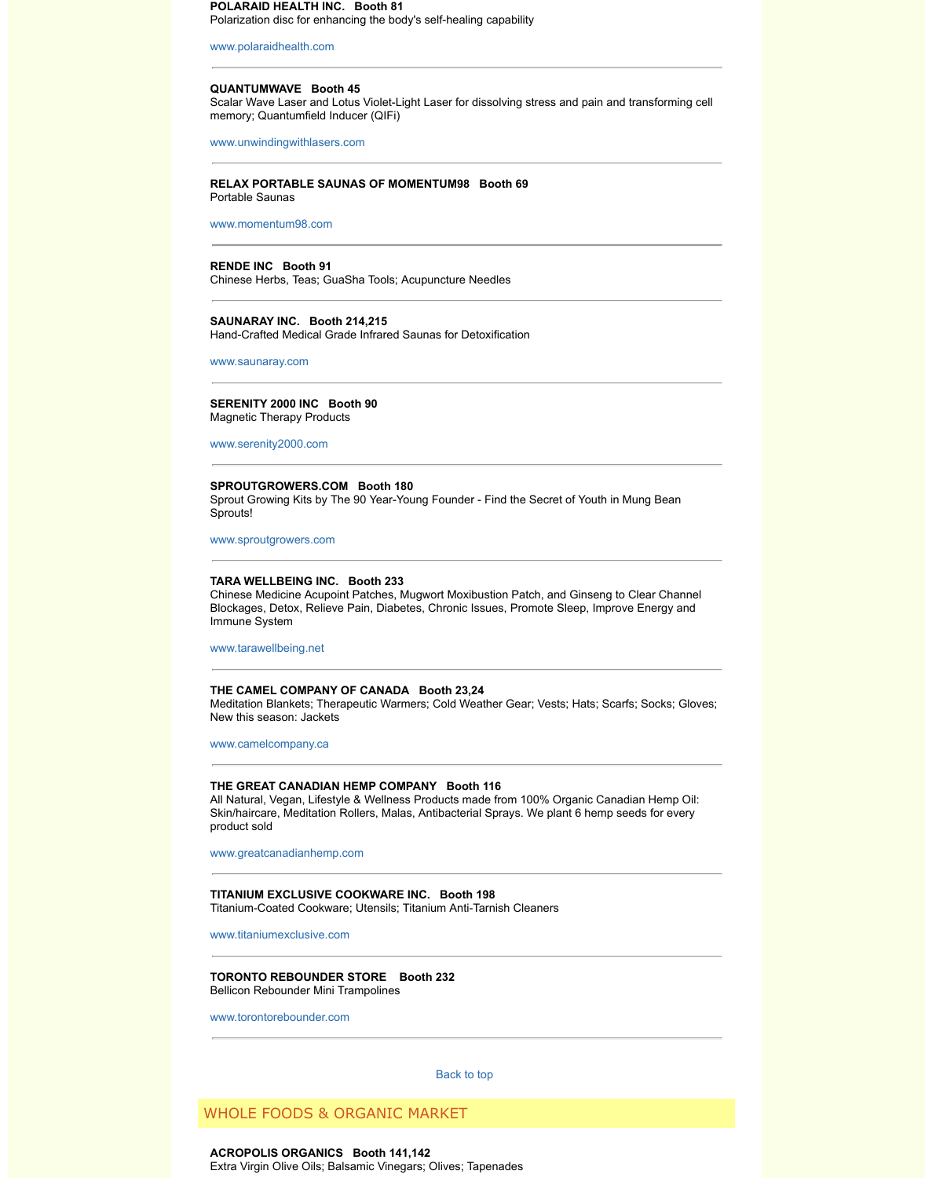**POLARAID HEALTH INC. Booth 81**
Polarization disc for enhancing the body's self-healing capability

www.polaraidhealth.com

---

**QUANTUMWAVE Booth 45**
Scalar Wave Laser and Lotus Violet-Light Laser for dissolving stress and pain and transforming cell memory; Quantumfield Inducer (QIFi)

www.unwindingwithlasers.com

---

**RELAX PORTABLE SAUNAS OF MOMENTUM98 Booth 69**
Portable Saunas

www.momentum98.com

---

**RENDE INC Booth 91**
Chinese Herbs, Teas; GuaSha Tools; Acupuncture Needles

---

**SAUNARAY INC. Booth 214,215**
Hand-Crafted Medical Grade Infrared Saunas for Detoxification

www.saunaray.com

---

**SERENITY 2000 INC Booth 90**
Magnetic Therapy Products

www.serenity2000.com

---

**SPROUTGROWERS.COM Booth 180**
Sprout Growing Kits by The 90 Year-Young Founder - Find the Secret of Youth in Mung Bean Sprouts!

www.sproutgrowers.com

---

**TARA WELLBEING INC. Booth 233**
Chinese Medicine Acupoint Patches, Mugwort Moxibustion Patch, and Ginseng to Clear Channel Blockages, Detox, Relieve Pain, Diabetes, Chronic Issues, Promote Sleep, Improve Energy and Immune System

www.tarawellbeing.net

---

**THE CAMEL COMPANY OF CANADA Booth 23,24**
Meditation Blankets; Therapeutic Warmers; Cold Weather Gear; Vests; Hats; Scarfs; Socks; Gloves; New this season: Jackets

www.camelcompany.ca

---

**THE GREAT CANADIAN HEMP COMPANY Booth 116**
All Natural, Vegan, Lifestyle & Wellness Products made from 100% Organic Canadian Hemp Oil: Skin/haircare, Meditation Rollers, Malas, Antibacterial Sprays. We plant 6 hemp seeds for every product sold

www.greatcanadianhemp.com

---

**TITANIUM EXCLUSIVE COOKWARE INC. Booth 198**
Titanium-Coated Cookware; Utensils; Titanium Anti-Tarnish Cleaners

www.titaniumexclusive.com

---

**TORONTO REBOUNDER STORE Booth 232**
Bellicon Rebounder Mini Trampolines

www.torontorebounder.com

---

Back to top

## WHOLE FOODS & ORGANIC MARKET

**ACROPOLIS ORGANICS Booth 141,142**
Extra Virgin Olive Oils; Balsamic Vinegars; Olives; Tapenades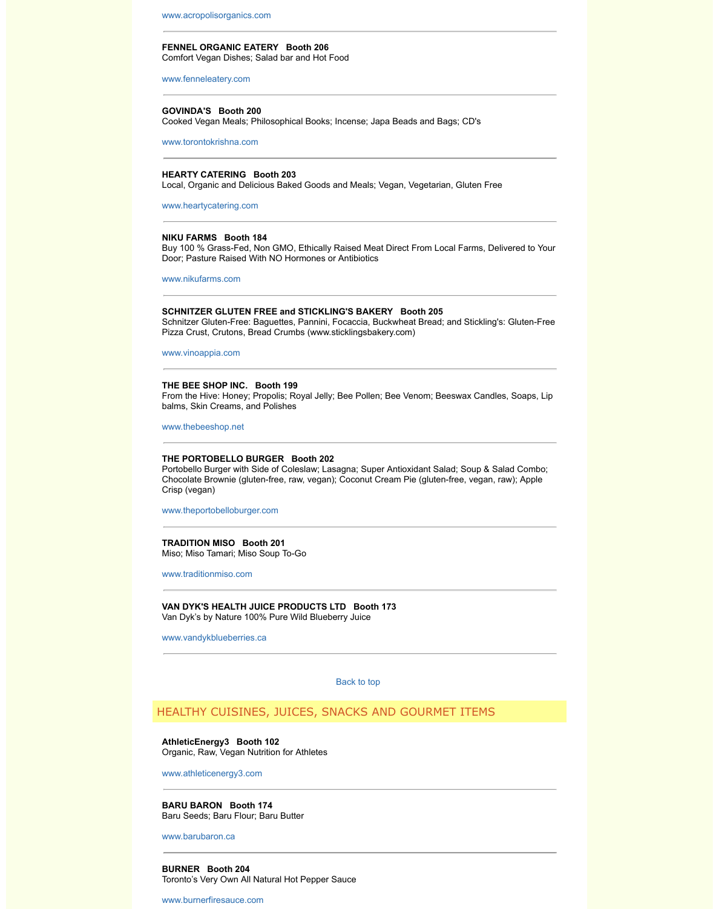www.acropolisorganics.com

---

**FENNEL ORGANIC EATERY   Booth 206**
Comfort Vegan Dishes; Salad bar and Hot Food

www.fenneleatery.com

---

**GOVINDA'S   Booth 200**
Cooked Vegan Meals; Philosophical Books; Incense; Japa Beads and Bags; CD's

www.torontokrishna.com

---

**HEARTY CATERING   Booth 203**
Local, Organic and Delicious Baked Goods and Meals; Vegan, Vegetarian, Gluten Free

www.heartycatering.com

---

**NIKU FARMS   Booth 184**
Buy 100 % Grass-Fed, Non GMO, Ethically Raised Meat Direct From Local Farms, Delivered to Your Door; Pasture Raised With NO Hormones or Antibiotics

www.nikufarms.com

---

**SCHNITZER GLUTEN FREE and STICKLING'S BAKERY   Booth 205**
Schnitzer Gluten-Free: Baguettes, Pannini, Focaccia, Buckwheat Bread; and Stickling's: Gluten-Free Pizza Crust, Crutons, Bread Crumbs (www.sticklingsbakery.com)

www.vinoappia.com

---

**THE BEE SHOP INC.   Booth 199**
From the Hive: Honey; Propolis; Royal Jelly; Bee Pollen; Bee Venom; Beeswax Candles, Soaps, Lip balms, Skin Creams, and Polishes

www.thebeeshop.net

---

**THE PORTOBELLO BURGER   Booth 202**
Portobello Burger with Side of Coleslaw; Lasagna; Super Antioxidant Salad; Soup & Salad Combo; Chocolate Brownie (gluten-free, raw, vegan); Coconut Cream Pie (gluten-free, vegan, raw); Apple Crisp (vegan)

www.theportobelloburger.com

---

**TRADITION MISO   Booth 201**
Miso; Miso Tamari; Miso Soup To-Go

www.traditionmiso.com

---

**VAN DYK'S HEALTH JUICE PRODUCTS LTD   Booth 173**
Van Dyk's by Nature 100% Pure Wild Blueberry Juice

www.vandykblueberries.ca

---

Back to top

## HEALTHY CUISINES, JUICES, SNACKS AND GOURMET ITEMS

**AthleticEnergy3   Booth 102**
Organic, Raw, Vegan Nutrition for Athletes

www.athleticenergy3.com

---

**BARU BARON   Booth 174**
Baru Seeds; Baru Flour; Baru Butter

www.barubaron.ca

---

**BURNER   Booth 204**
Toronto's Very Own All Natural Hot Pepper Sauce

www.burnerfiresauce.com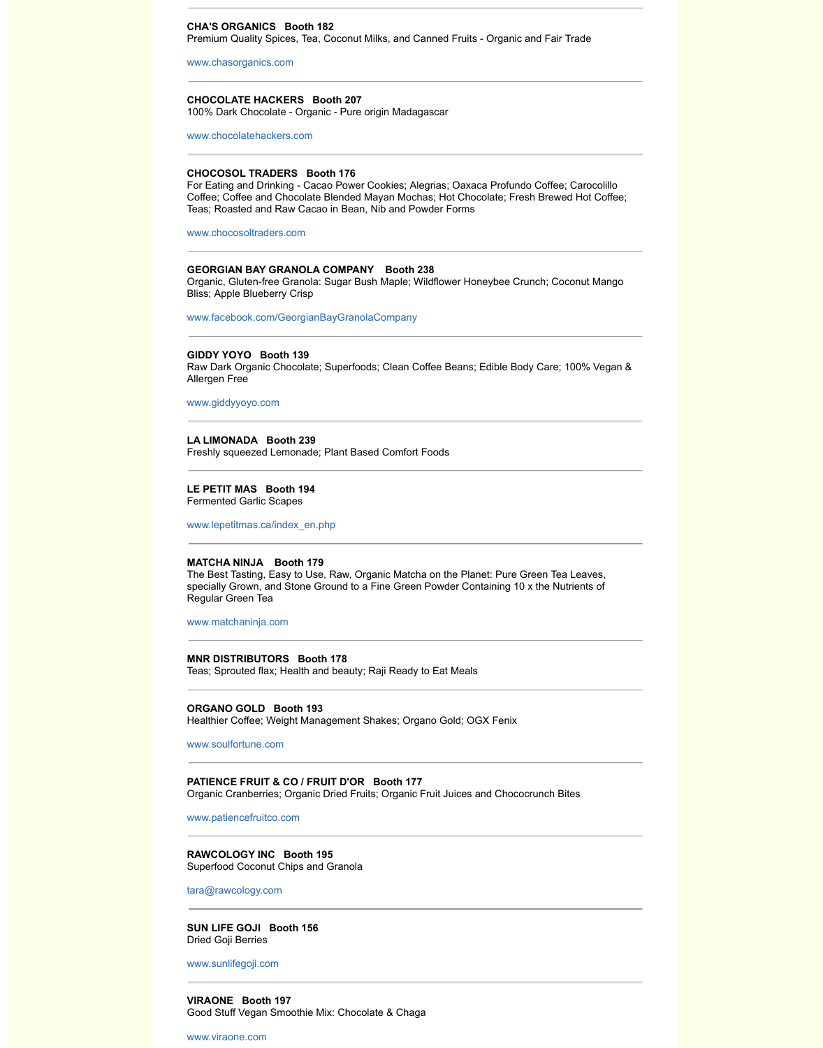---

**CHA'S ORGANICS   Booth 182**
Premium Quality Spices, Tea, Coconut Milks, and Canned Fruits - Organic and Fair Trade

www.chasorganics.com

---

**CHOCOLATE HACKERS   Booth 207**
100% Dark Chocolate - Organic - Pure origin Madagascar

www.chocolatehackers.com

---

**CHOCOSOL TRADERS   Booth 176**
For Eating and Drinking - Cacao Power Cookies; Alegrias; Oaxaca Profundo Coffee; Carocolillo Coffee; Coffee and Chocolate Blended Mayan Mochas; Hot Chocolate; Fresh Brewed Hot Coffee; Teas; Roasted and Raw Cacao in Bean, Nib and Powder Forms

www.chocosoltraders.com

---

**GEORGIAN BAY GRANOLA COMPANY   Booth 238**
Organic, Gluten-free Granola: Sugar Bush Maple; Wildflower Honeybee Crunch; Coconut Mango Bliss; Apple Blueberry Crisp

www.facebook.com/GeorgianBayGranolaCompany

---

**GIDDY YOYO   Booth 139**
Raw Dark Organic Chocolate; Superfoods; Clean Coffee Beans; Edible Body Care; 100% Vegan & Allergen Free

www.giddyyoyo.com

---

**LA LIMONADA   Booth 239**
Freshly squeezed Lemonade; Plant Based Comfort Foods

---

**LE PETIT MAS   Booth 194**
Fermented Garlic Scapes

www.lepetitmas.ca/index_en.php

---

**MATCHA NINJA   Booth 179**
The Best Tasting, Easy to Use, Raw, Organic Matcha on the Planet: Pure Green Tea Leaves, specially Grown, and Stone Ground to a Fine Green Powder Containing 10 x the Nutrients of Regular Green Tea

www.matchaninja.com

---

**MNR DISTRIBUTORS   Booth 178**
Teas; Sprouted flax; Health and beauty; Raji Ready to Eat Meals

---

**ORGANO GOLD   Booth 193**
Healthier Coffee; Weight Management Shakes; Organo Gold; OGX Fenix

www.soulfortune.com

---

**PATIENCE FRUIT & CO / FRUIT D'OR   Booth 177**
Organic Cranberries; Organic Dried Fruits; Organic Fruit Juices and Chococrunch Bites

www.patiencefruitco.com

---

**RAWCOLOGY INC   Booth 195**
Superfood Coconut Chips and Granola

tara@rawcology.com

---

**SUN LIFE GOJI   Booth 156**
Dried Goji Berries

www.sunlifegoji.com

---

**VIRAONE   Booth 197**
Good Stuff Vegan Smoothie Mix: Chocolate & Chaga

www.viraone.com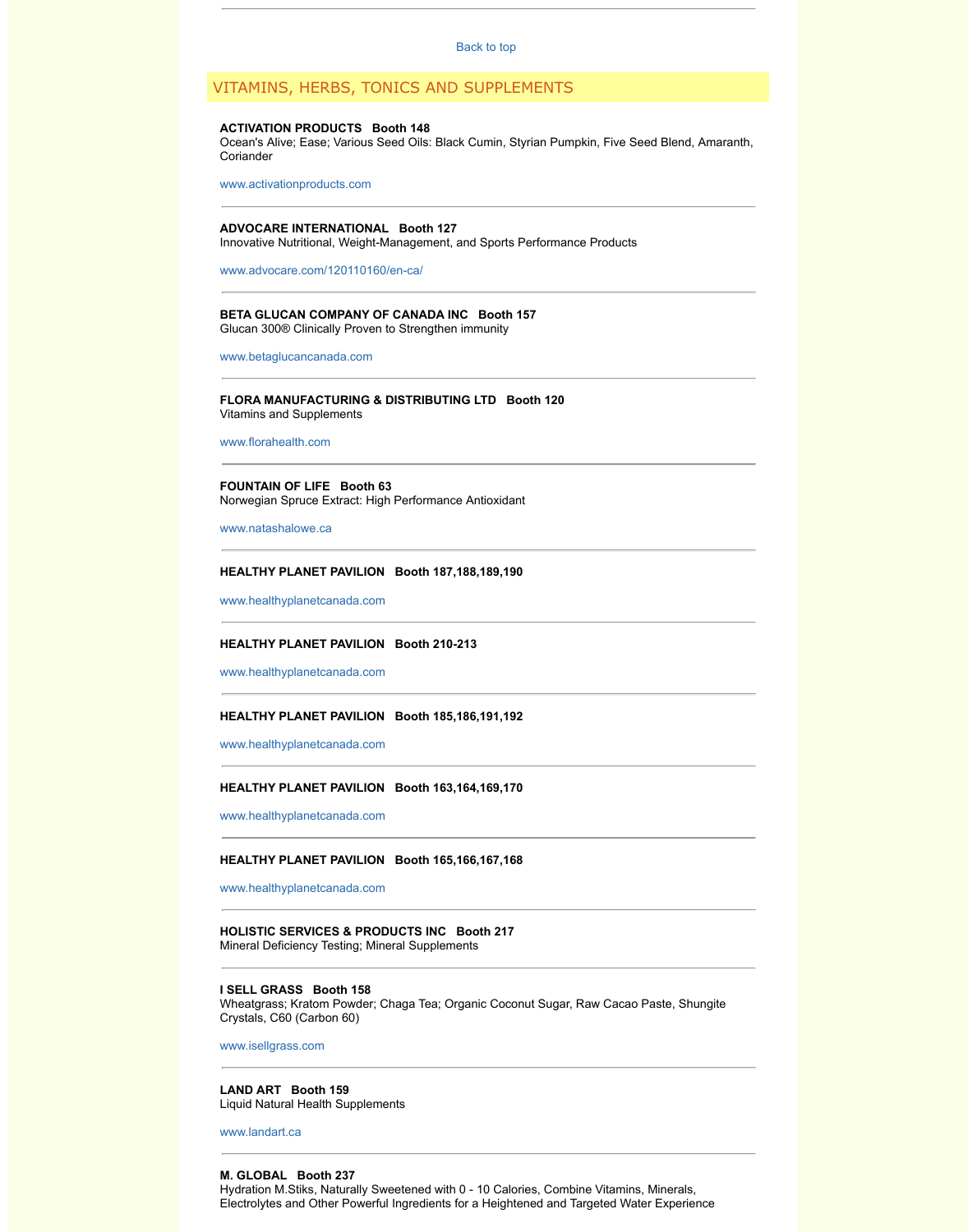---

Back to top

## VITAMINS, HERBS, TONICS AND SUPPLEMENTS

**ACTIVATION PRODUCTS   Booth 148**
Ocean's Alive; Ease; Various Seed Oils: Black Cumin, Styrian Pumpkin, Five Seed Blend, Amaranth, Coriander

www.activationproducts.com

---

**ADVOCARE INTERNATIONAL   Booth 127**
Innovative Nutritional, Weight-Management, and Sports Performance Products

www.advocare.com/120110160/en-ca/

---

**BETA GLUCAN COMPANY OF CANADA INC   Booth 157**
Glucan 300® Clinically Proven to Strengthen immunity

www.betaglucancanada.com

---

**FLORA MANUFACTURING & DISTRIBUTING LTD   Booth 120**
Vitamins and Supplements

www.florahealth.com

---

**FOUNTAIN OF LIFE   Booth 63**
Norwegian Spruce Extract: High Performance Antioxidant

www.natashalowe.ca

---

**HEALTHY PLANET PAVILION   Booth 187,188,189,190**

www.healthyplanetcanada.com

---

**HEALTHY PLANET PAVILION   Booth 210-213**

www.healthyplanetcanada.com

---

**HEALTHY PLANET PAVILION   Booth 185,186,191,192**

www.healthyplanetcanada.com

---

**HEALTHY PLANET PAVILION   Booth 163,164,169,170**

www.healthyplanetcanada.com

---

**HEALTHY PLANET PAVILION   Booth 165,166,167,168**

www.healthyplanetcanada.com

---

**HOLISTIC SERVICES & PRODUCTS INC   Booth 217**
Mineral Deficiency Testing; Mineral Supplements

---

**I SELL GRASS   Booth 158**
Wheatgrass; Kratom Powder; Chaga Tea; Organic Coconut Sugar, Raw Cacao Paste, Shungite Crystals, C60 (Carbon 60)

www.isellgrass.com

---

**LAND ART   Booth 159**
Liquid Natural Health Supplements

www.landart.ca

---

**M. GLOBAL   Booth 237**
Hydration M.Stiks, Naturally Sweetened with 0 - 10 Calories, Combine Vitamins, Minerals, Electrolytes and Other Powerful Ingredients for a Heightened and Targeted Water Experience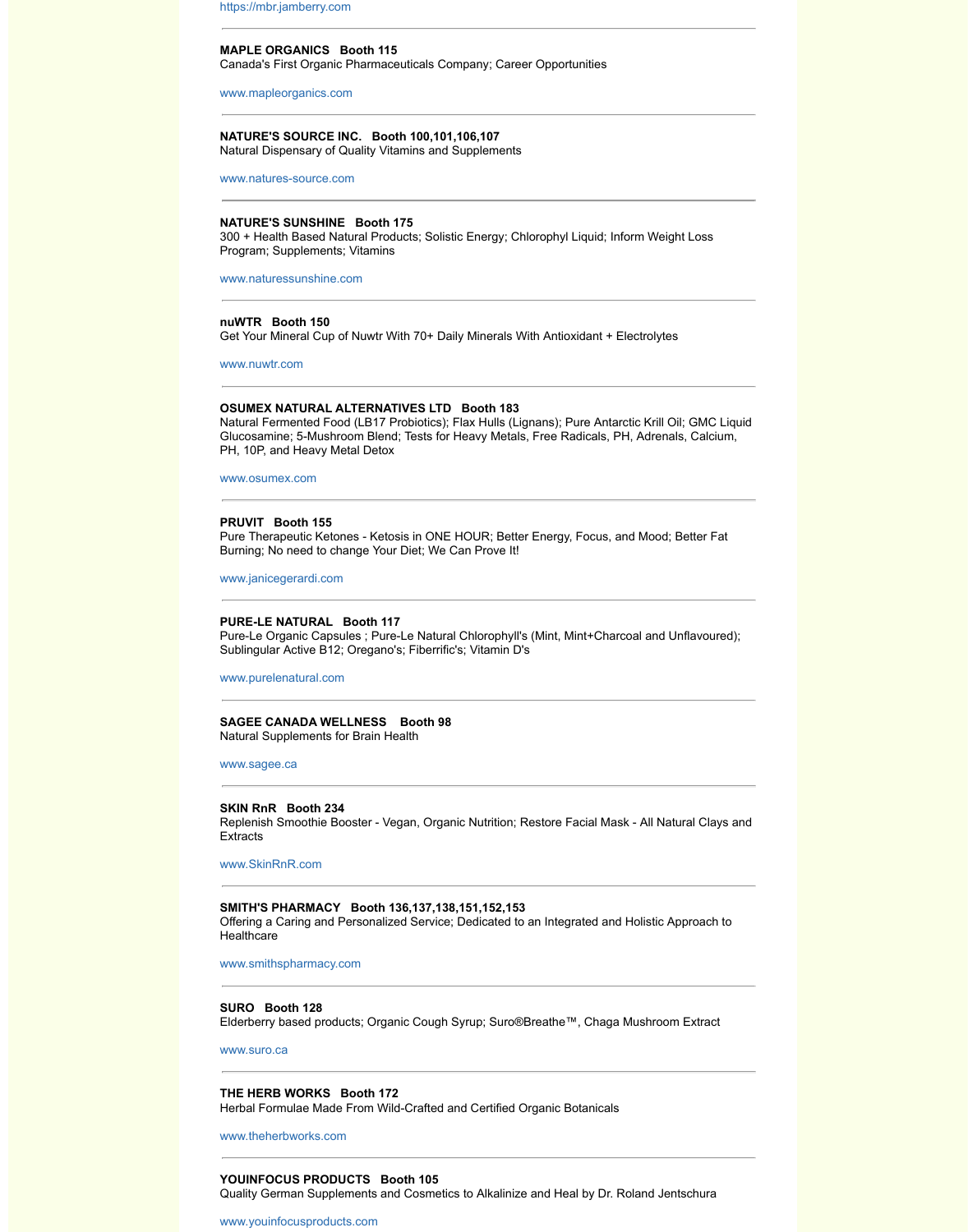https://mbr.jamberry.com

---

**MAPLE ORGANICS   Booth 115**
Canada's First Organic Pharmaceuticals Company; Career Opportunities

www.mapleorganics.com

---

**NATURE'S SOURCE INC.   Booth 100,101,106,107**
Natural Dispensary of Quality Vitamins and Supplements

www.natures-source.com

---

**NATURE'S SUNSHINE   Booth 175**
300 + Health Based Natural Products; Solistic Energy; Chlorophyl Liquid; Inform Weight Loss Program; Supplements; Vitamins

www.naturessunshine.com

---

**nuWTR   Booth 150**
Get Your Mineral Cup of Nuwtr With 70+ Daily Minerals With Antioxidant + Electrolytes

www.nuwtr.com

---

**OSUMEX NATURAL ALTERNATIVES LTD   Booth 183**
Natural Fermented Food (LB17 Probiotics); Flax Hulls (Lignans); Pure Antarctic Krill Oil; GMC Liquid Glucosamine; 5-Mushroom Blend; Tests for Heavy Metals, Free Radicals, PH, Adrenals, Calcium, PH, 10P, and Heavy Metal Detox

www.osumex.com

---

**PRUVIT   Booth 155**
Pure Therapeutic Ketones - Ketosis in ONE HOUR; Better Energy, Focus, and Mood; Better Fat Burning; No need to change Your Diet; We Can Prove It!

www.janicegerardi.com

---

**PURE-LE NATURAL   Booth 117**
Pure-Le Organic Capsules ; Pure-Le Natural Chlorophyll's (Mint, Mint+Charcoal and Unflavoured); Sublingular Active B12; Oregano's; Fiberrific's; Vitamin D's

www.purelenatural.com

---

**SAGEE CANADA WELLNESS    Booth 98**
Natural Supplements for Brain Health

www.sagee.ca

---

**SKIN RnR   Booth 234**
Replenish Smoothie Booster - Vegan, Organic Nutrition; Restore Facial Mask - All Natural Clays and Extracts

www.SkinRnR.com

---

**SMITH'S PHARMACY   Booth 136,137,138,151,152,153**
Offering a Caring and Personalized Service; Dedicated to an Integrated and Holistic Approach to Healthcare

www.smithspharmacy.com

---

**SURO   Booth 128**
Elderberry based products; Organic Cough Syrup; Suro®Breathe™, Chaga Mushroom Extract

www.suro.ca

---

**THE HERB WORKS   Booth 172**
Herbal Formulae Made From Wild-Crafted and Certified Organic Botanicals

www.theherbworks.com

---

**YOUINFOCUS PRODUCTS   Booth 105**
Quality German Supplements and Cosmetics to Alkalinize and Heal by Dr. Roland Jentschura

www.youinfocusproducts.com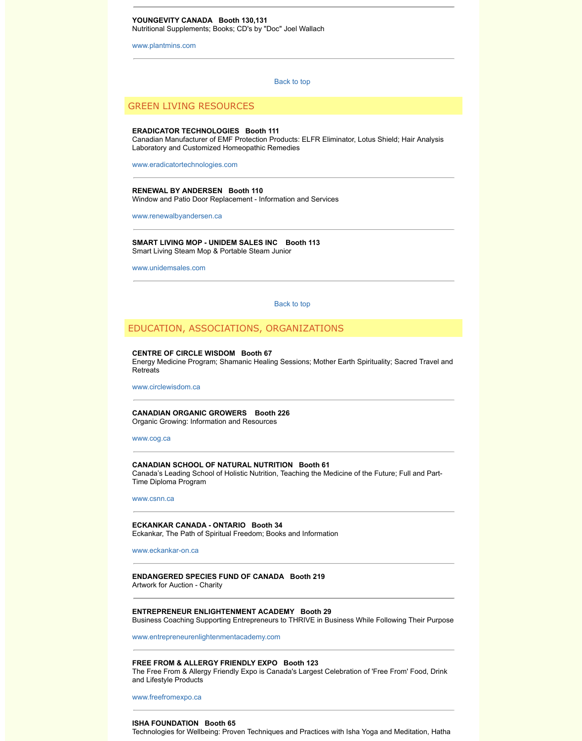---

**YOUNGEVITY CANADA Booth 130,131**
Nutritional Supplements; Books; CD's by "Doc" Joel Wallach

www.plantmins.com

---

Back to top

## GREEN LIVING RESOURCES

**ERADICATOR TECHNOLOGIES Booth 111**
Canadian Manufacturer of EMF Protection Products: ELFR Eliminator, Lotus Shield; Hair Analysis Laboratory and Customized Homeopathic Remedies

www.eradicatortechnologies.com

---

**RENEWAL BY ANDERSEN Booth 110**
Window and Patio Door Replacement - Information and Services

www.renewalbyandersen.ca

---

**SMART LIVING MOP - UNIDEM SALES INC Booth 113**
Smart Living Steam Mop & Portable Steam Junior

www.unidemsales.com

---

Back to top

## EDUCATION, ASSOCIATIONS, ORGANIZATIONS

**CENTRE OF CIRCLE WISDOM Booth 67**
Energy Medicine Program; Shamanic Healing Sessions; Mother Earth Spirituality; Sacred Travel and Retreats

www.circlewisdom.ca

---

**CANADIAN ORGANIC GROWERS Booth 226**
Organic Growing: Information and Resources

www.cog.ca

---

**CANADIAN SCHOOL OF NATURAL NUTRITION Booth 61**
Canada's Leading School of Holistic Nutrition, Teaching the Medicine of the Future; Full and Part-Time Diploma Program

www.csnn.ca

---

**ECKANKAR CANADA - ONTARIO Booth 34**
Eckankar, The Path of Spiritual Freedom; Books and Information

www.eckankar-on.ca

---

**ENDANGERED SPECIES FUND OF CANADA Booth 219**
Artwork for Auction - Charity

---

**ENTREPRENEUR ENLIGHTENMENT ACADEMY Booth 29**
Business Coaching Supporting Entrepreneurs to THRIVE in Business While Following Their Purpose

www.entrepreneurenlightenmentacademy.com

---

**FREE FROM & ALLERGY FRIENDLY EXPO Booth 123**
The Free From & Allergy Friendly Expo is Canada's Largest Celebration of 'Free From' Food, Drink and Lifestyle Products

www.freefromexpo.ca

---

**ISHA FOUNDATION Booth 65**
Technologies for Wellbeing: Proven Techniques and Practices with Isha Yoga and Meditation, Hatha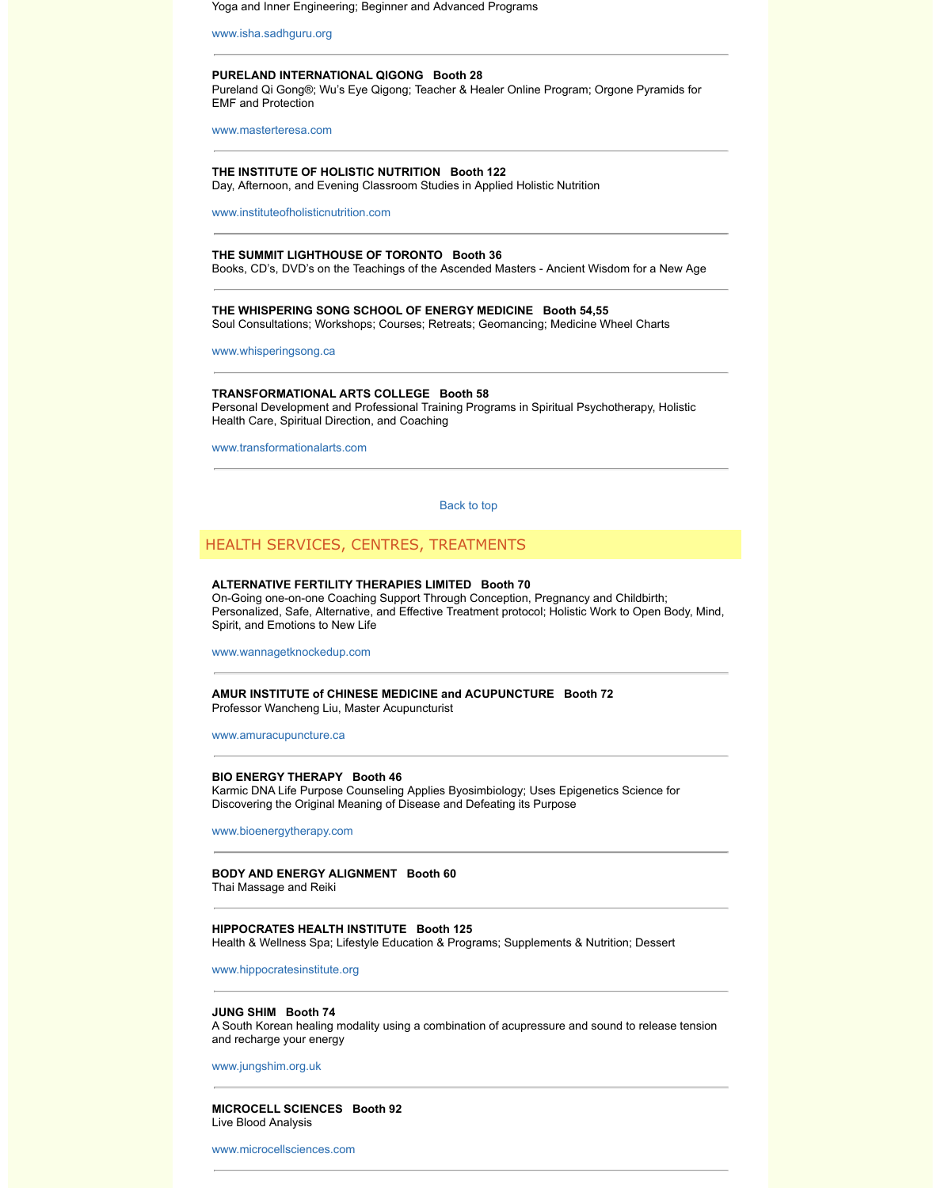Yoga and Inner Engineering; Beginner and Advanced Programs

www.isha.sadhguru.org

---

**PURELAND INTERNATIONAL QIGONG Booth 28**
Pureland Qi Gong®; Wu's Eye Qigong; Teacher & Healer Online Program; Orgone Pyramids for EMF and Protection

www.masterteresa.com

---

**THE INSTITUTE OF HOLISTIC NUTRITION Booth 122**
Day, Afternoon, and Evening Classroom Studies in Applied Holistic Nutrition

www.instituteofholisticnutrition.com

---

**THE SUMMIT LIGHTHOUSE OF TORONTO Booth 36**
Books, CD's, DVD's on the Teachings of the Ascended Masters - Ancient Wisdom for a New Age

---

**THE WHISPERING SONG SCHOOL OF ENERGY MEDICINE Booth 54,55**
Soul Consultations; Workshops; Courses; Retreats; Geomancing; Medicine Wheel Charts

www.whisperingsong.ca

---

**TRANSFORMATIONAL ARTS COLLEGE Booth 58**
Personal Development and Professional Training Programs in Spiritual Psychotherapy, Holistic Health Care, Spiritual Direction, and Coaching

www.transformationalarts.com

---

Back to top

## HEALTH SERVICES, CENTRES, TREATMENTS

**ALTERNATIVE FERTILITY THERAPIES LIMITED Booth 70**
On-Going one-on-one Coaching Support Through Conception, Pregnancy and Childbirth; Personalized, Safe, Alternative, and Effective Treatment protocol; Holistic Work to Open Body, Mind, Spirit, and Emotions to New Life

www.wannagetknockedup.com

---

**AMUR INSTITUTE of CHINESE MEDICINE and ACUPUNCTURE Booth 72**
Professor Wancheng Liu, Master Acupuncturist

www.amuracupuncture.ca

---

**BIO ENERGY THERAPY Booth 46**
Karmic DNA Life Purpose Counseling Applies Byosimbiology; Uses Epigenetics Science for Discovering the Original Meaning of Disease and Defeating its Purpose

www.bioenergytherapy.com

---

**BODY AND ENERGY ALIGNMENT Booth 60**
Thai Massage and Reiki

---

**HIPPOCRATES HEALTH INSTITUTE Booth 125**
Health & Wellness Spa; Lifestyle Education & Programs; Supplements & Nutrition; Dessert

www.hippocratesinstitute.org

---

**JUNG SHIM Booth 74**
A South Korean healing modality using a combination of acupressure and sound to release tension and recharge your energy

www.jungshim.org.uk

---

**MICROCELL SCIENCES Booth 92**
Live Blood Analysis

www.microcellsciences.com

---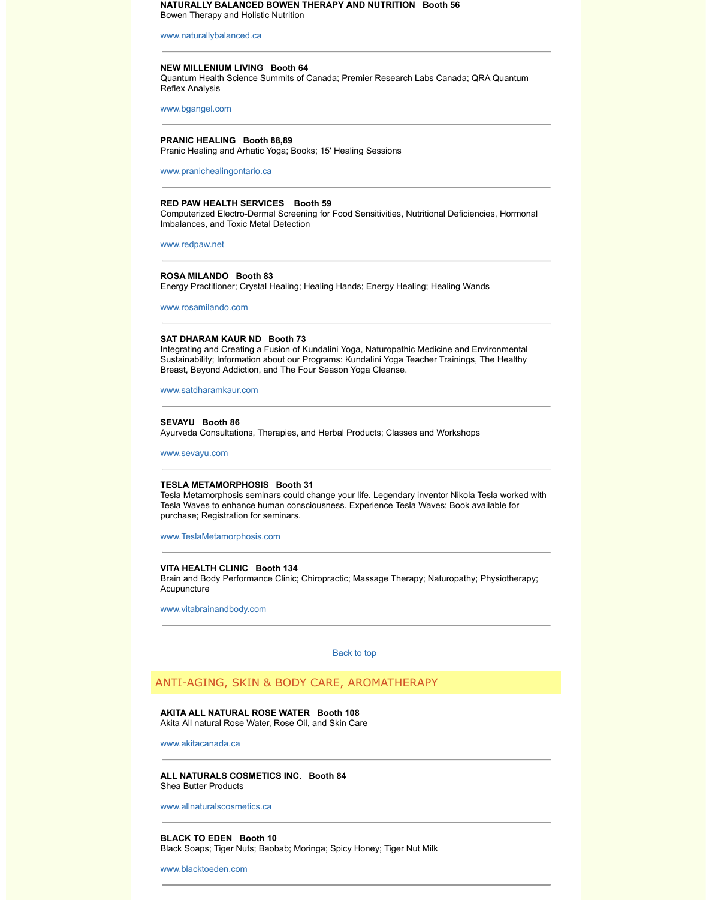**NATURALLY BALANCED BOWEN THERAPY AND NUTRITION   Booth 56**
Bowen Therapy and Holistic Nutrition

www.naturallybalanced.ca

---

**NEW MILLENIUM LIVING   Booth 64**
Quantum Health Science Summits of Canada; Premier Research Labs Canada; QRA Quantum Reflex Analysis

www.bgangel.com

---

**PRANIC HEALING   Booth 88,89**
Pranic Healing and Arhatic Yoga; Books; 15' Healing Sessions

www.pranichealingontario.ca

---

**RED PAW HEALTH SERVICES    Booth 59**
Computerized Electro-Dermal Screening for Food Sensitivities, Nutritional Deficiencies, Hormonal Imbalances, and Toxic Metal Detection

www.redpaw.net

---

**ROSA MILANDO   Booth 83**
Energy Practitioner; Crystal Healing; Healing Hands; Energy Healing; Healing Wands

www.rosamilando.com

---

**SAT DHARAM KAUR ND   Booth 73**
Integrating and Creating a Fusion of Kundalini Yoga, Naturopathic Medicine and Environmental Sustainability; Information about our Programs: Kundalini Yoga Teacher Trainings, The Healthy Breast, Beyond Addiction, and The Four Season Yoga Cleanse.

www.satdharamkaur.com

---

**SEVAYU   Booth 86**
Ayurveda Consultations, Therapies, and Herbal Products; Classes and Workshops

www.sevayu.com

---

**TESLA METAMORPHOSIS   Booth 31**
Tesla Metamorphosis seminars could change your life. Legendary inventor Nikola Tesla worked with Tesla Waves to enhance human consciousness. Experience Tesla Waves; Book available for purchase; Registration for seminars.

www.TeslaMetamorphosis.com

---

**VITA HEALTH CLINIC   Booth 134**
Brain and Body Performance Clinic; Chiropractic; Massage Therapy; Naturopathy; Physiotherapy; Acupuncture

www.vitabrainandbody.com

---

Back to top

## ANTI-AGING, SKIN & BODY CARE, AROMATHERAPY

**AKITA ALL NATURAL ROSE WATER   Booth 108**
Akita All natural Rose Water, Rose Oil, and Skin Care

www.akitacanada.ca

---

**ALL NATURALS COSMETICS INC.   Booth 84**
Shea Butter Products

www.allnaturalscosmetics.ca

---

**BLACK TO EDEN   Booth 10**
Black Soaps; Tiger Nuts; Baobab; Moringa; Spicy Honey; Tiger Nut Milk

www.blacktoeden.com

---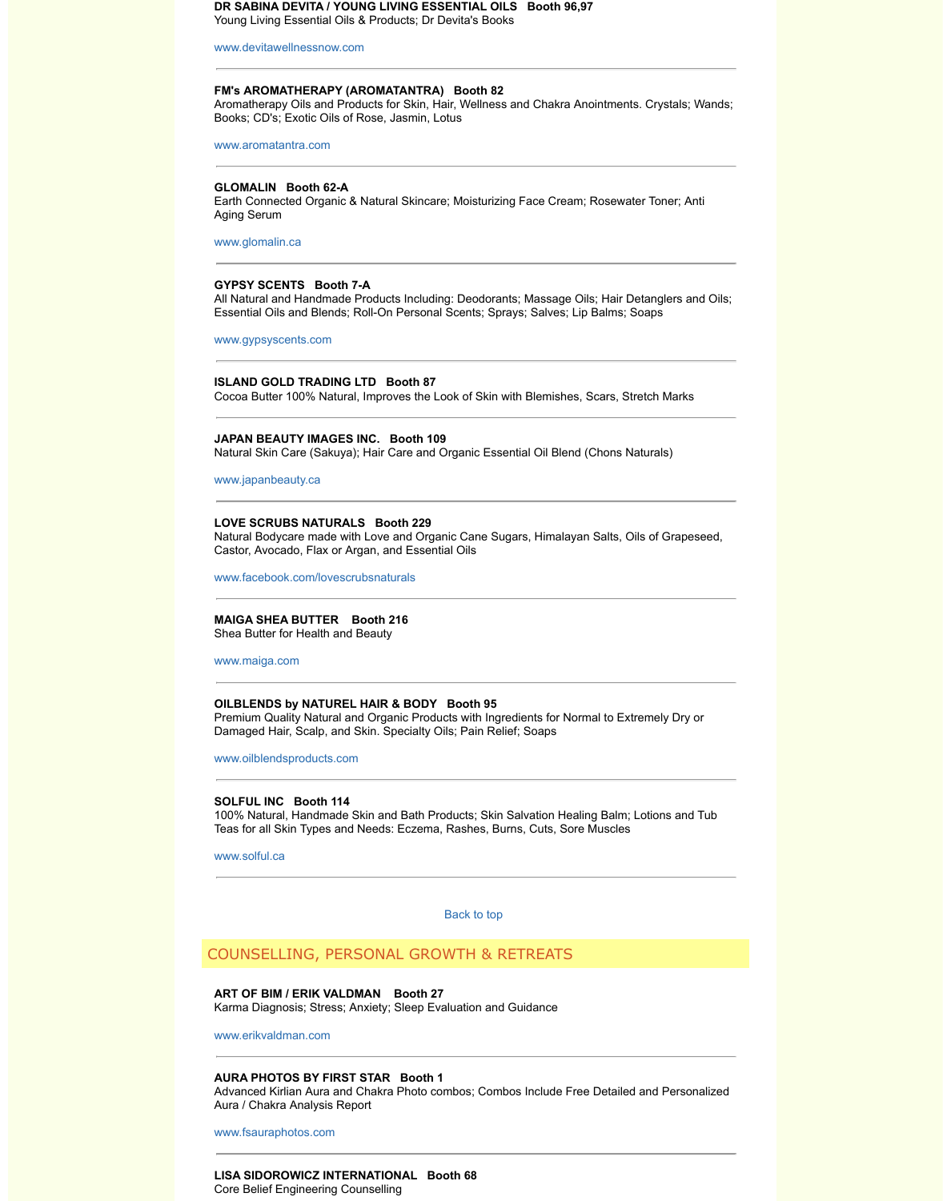**DR SABINA DEVITA / YOUNG LIVING ESSENTIAL OILS   Booth 96,97**
Young Living Essential Oils & Products; Dr Devita's Books

www.devitawellnessnow.com

---

**FM's AROMATHERAPY (AROMATANTRA)   Booth 82**
Aromatherapy Oils and Products for Skin, Hair, Wellness and Chakra Anointments. Crystals; Wands; Books; CD's; Exotic Oils of Rose, Jasmin, Lotus

www.aromatantra.com

---

**GLOMALIN   Booth 62-A**
Earth Connected Organic & Natural Skincare; Moisturizing Face Cream; Rosewater Toner; Anti Aging Serum

www.glomalin.ca

---

**GYPSY SCENTS   Booth 7-A**
All Natural and Handmade Products Including: Deodorants; Massage Oils; Hair Detanglers and Oils; Essential Oils and Blends; Roll-On Personal Scents; Sprays; Salves; Lip Balms; Soaps

www.gypsyscents.com

---

**ISLAND GOLD TRADING LTD   Booth 87**
Cocoa Butter 100% Natural, Improves the Look of Skin with Blemishes, Scars, Stretch Marks

---

**JAPAN BEAUTY IMAGES INC.   Booth 109**
Natural Skin Care (Sakuya); Hair Care and Organic Essential Oil Blend (Chons Naturals)

www.japanbeauty.ca

---

**LOVE SCRUBS NATURALS   Booth 229**
Natural Bodycare made with Love and Organic Cane Sugars, Himalayan Salts, Oils of Grapeseed, Castor, Avocado, Flax or Argan, and Essential Oils

www.facebook.com/lovescrubsnaturals

---

**MAIGA SHEA BUTTER   Booth 216**
Shea Butter for Health and Beauty

www.maiga.com

---

**OILBLENDS by NATUREL HAIR & BODY   Booth 95**
Premium Quality Natural and Organic Products with Ingredients for Normal to Extremely Dry or Damaged Hair, Scalp, and Skin. Specialty Oils; Pain Relief; Soaps

www.oilblendsproducts.com

---

**SOLFUL INC   Booth 114**
100% Natural, Handmade Skin and Bath Products; Skin Salvation Healing Balm; Lotions and Tub Teas for all Skin Types and Needs: Eczema, Rashes, Burns, Cuts, Sore Muscles

www.solful.ca

---

Back to top

## COUNSELLING, PERSONAL GROWTH & RETREATS

**ART OF BIM / ERIK VALDMAN   Booth 27**
Karma Diagnosis; Stress; Anxiety; Sleep Evaluation and Guidance

www.erikvaldman.com

---

**AURA PHOTOS BY FIRST STAR   Booth 1**
Advanced Kirlian Aura and Chakra Photo combos; Combos Include Free Detailed and Personalized Aura / Chakra Analysis Report

www.fsauraphotos.com

---

**LISA SIDOROWICZ INTERNATIONAL   Booth 68**
Core Belief Engineering Counselling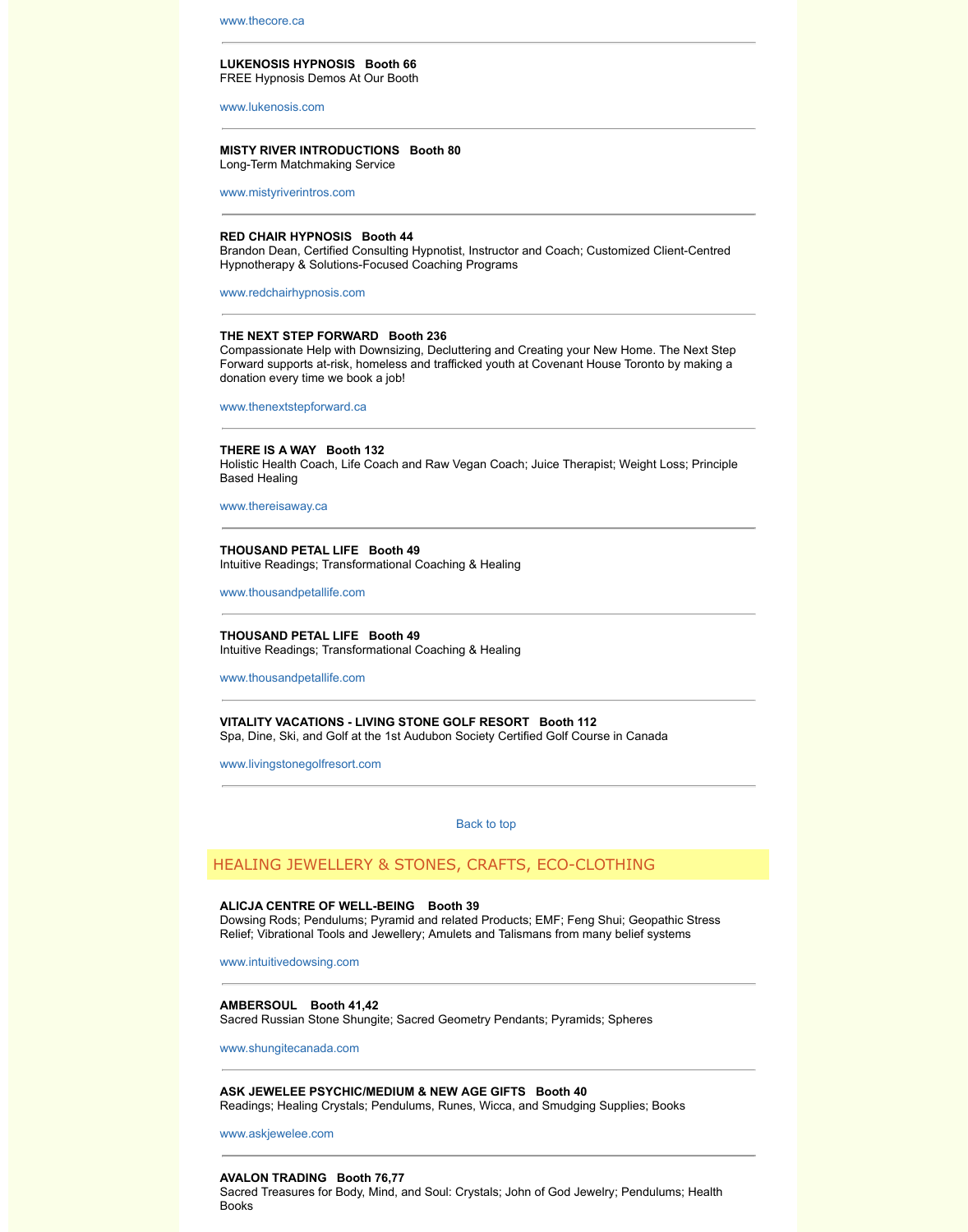www.thecore.ca

---

**LUKENOSIS HYPNOSIS   Booth 66**
FREE Hypnosis Demos At Our Booth

www.lukenosis.com

---

**MISTY RIVER INTRODUCTIONS   Booth 80**
Long-Term Matchmaking Service

www.mistyriverintros.com

---

**RED CHAIR HYPNOSIS   Booth 44**
Brandon Dean, Certified Consulting Hypnotist, Instructor and Coach; Customized Client-Centred Hypnotherapy & Solutions-Focused Coaching Programs

www.redchairhypnosis.com

---

**THE NEXT STEP FORWARD   Booth 236**
Compassionate Help with Downsizing, Decluttering and Creating your New Home. The Next Step Forward supports at-risk, homeless and trafficked youth at Covenant House Toronto by making a donation every time we book a job!

www.thenextstepforward.ca

---

**THERE IS A WAY   Booth 132**
Holistic Health Coach, Life Coach and Raw Vegan Coach; Juice Therapist; Weight Loss; Principle Based Healing

www.thereisaway.ca

---

**THOUSAND PETAL LIFE   Booth 49**
Intuitive Readings; Transformational Coaching & Healing

www.thousandpetallife.com

---

**THOUSAND PETAL LIFE   Booth 49**
Intuitive Readings; Transformational Coaching & Healing

www.thousandpetallife.com

---

**VITALITY VACATIONS - LIVING STONE GOLF RESORT   Booth 112**
Spa, Dine, Ski, and Golf at the 1st Audubon Society Certified Golf Course in Canada

www.livingstonegolfresort.com

---

Back to top

## HEALING JEWELLERY & STONES, CRAFTS, ECO-CLOTHING

**ALICJA CENTRE OF WELL-BEING   Booth 39**
Dowsing Rods; Pendulums; Pyramid and related Products; EMF; Feng Shui; Geopathic Stress Relief; Vibrational Tools and Jewellery; Amulets and Talismans from many belief systems

www.intuitivedowsing.com

---

**AMBERSOUL   Booth 41,42**
Sacred Russian Stone Shungite; Sacred Geometry Pendants; Pyramids; Spheres

www.shungitecanada.com

---

**ASK JEWELEE PSYCHIC/MEDIUM & NEW AGE GIFTS   Booth 40**
Readings; Healing Crystals; Pendulums, Runes, Wicca, and Smudging Supplies; Books

www.askjewelee.com

---

**AVALON TRADING   Booth 76,77**
Sacred Treasures for Body, Mind, and Soul: Crystals; John of God Jewelry; Pendulums; Health Books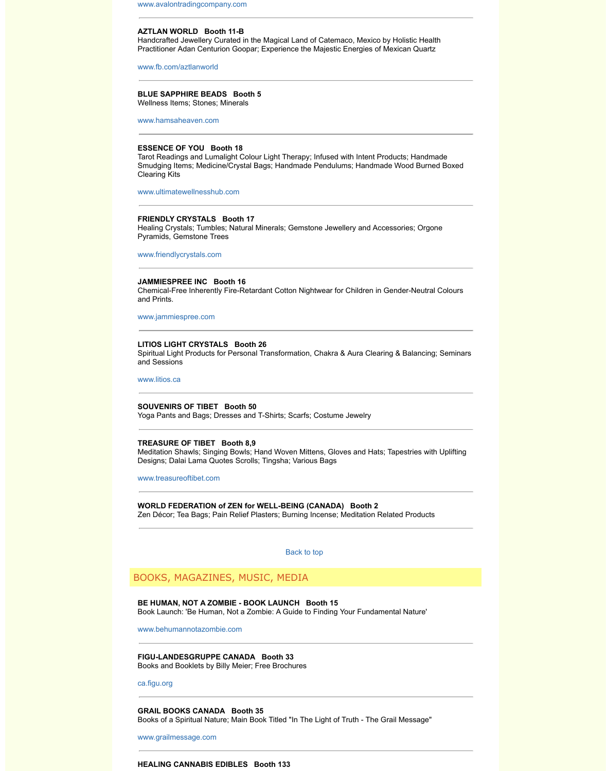www.avalontradingcompany.com

---

**AZTLAN WORLD   Booth 11-B**
Handcrafted Jewellery Curated in the Magical Land of Catemaco, Mexico by Holistic Health Practitioner Adan Centurion Goopar; Experience the Majestic Energies of Mexican Quartz

www.fb.com/aztlanworld

---

**BLUE SAPPHIRE BEADS   Booth 5**
Wellness Items; Stones; Minerals

www.hamsaheaven.com

---

**ESSENCE OF YOU   Booth 18**
Tarot Readings and Lumalight Colour Light Therapy; Infused with Intent Products; Handmade Smudging Items; Medicine/Crystal Bags; Handmade Pendulums; Handmade Wood Burned Boxed Clearing Kits

www.ultimatewellnesshub.com

---

**FRIENDLY CRYSTALS   Booth 17**
Healing Crystals; Tumbles; Natural Minerals; Gemstone Jewellery and Accessories; Orgone Pyramids, Gemstone Trees

www.friendlycrystals.com

---

**JAMMIESPREE INC   Booth 16**
Chemical-Free Inherently Fire-Retardant Cotton Nightwear for Children in Gender-Neutral Colours and Prints.

www.jammiespree.com

---

**LITIOS LIGHT CRYSTALS   Booth 26**
Spiritual Light Products for Personal Transformation, Chakra & Aura Clearing & Balancing; Seminars and Sessions

www.litios.ca

---

**SOUVENIRS OF TIBET   Booth 50**
Yoga Pants and Bags; Dresses and T-Shirts; Scarfs; Costume Jewelry

---

**TREASURE OF TIBET   Booth 8,9**
Meditation Shawls; Singing Bowls; Hand Woven Mittens, Gloves and Hats; Tapestries with Uplifting Designs; Dalai Lama Quotes Scrolls; Tingsha; Various Bags

www.treasureoftibet.com

---

**WORLD FEDERATION of ZEN for WELL-BEING (CANADA)   Booth 2**
Zen Décor; Tea Bags; Pain Relief Plasters; Burning Incense; Meditation Related Products

---

Back to top

## BOOKS, MAGAZINES, MUSIC, MEDIA

**BE HUMAN, NOT A ZOMBIE - BOOK LAUNCH   Booth 15**
Book Launch: 'Be Human, Not a Zombie: A Guide to Finding Your Fundamental Nature'

www.behumannotazombie.com

---

**FIGU-LANDESGRUPPE CANADA   Booth 33**
Books and Booklets by Billy Meier; Free Brochures

ca.figu.org

---

**GRAIL BOOKS CANADA   Booth 35**
Books of a Spiritual Nature; Main Book Titled "In The Light of Truth - The Grail Message"

www.grailmessage.com

---

**HEALING CANNABIS EDIBLES   Booth 133**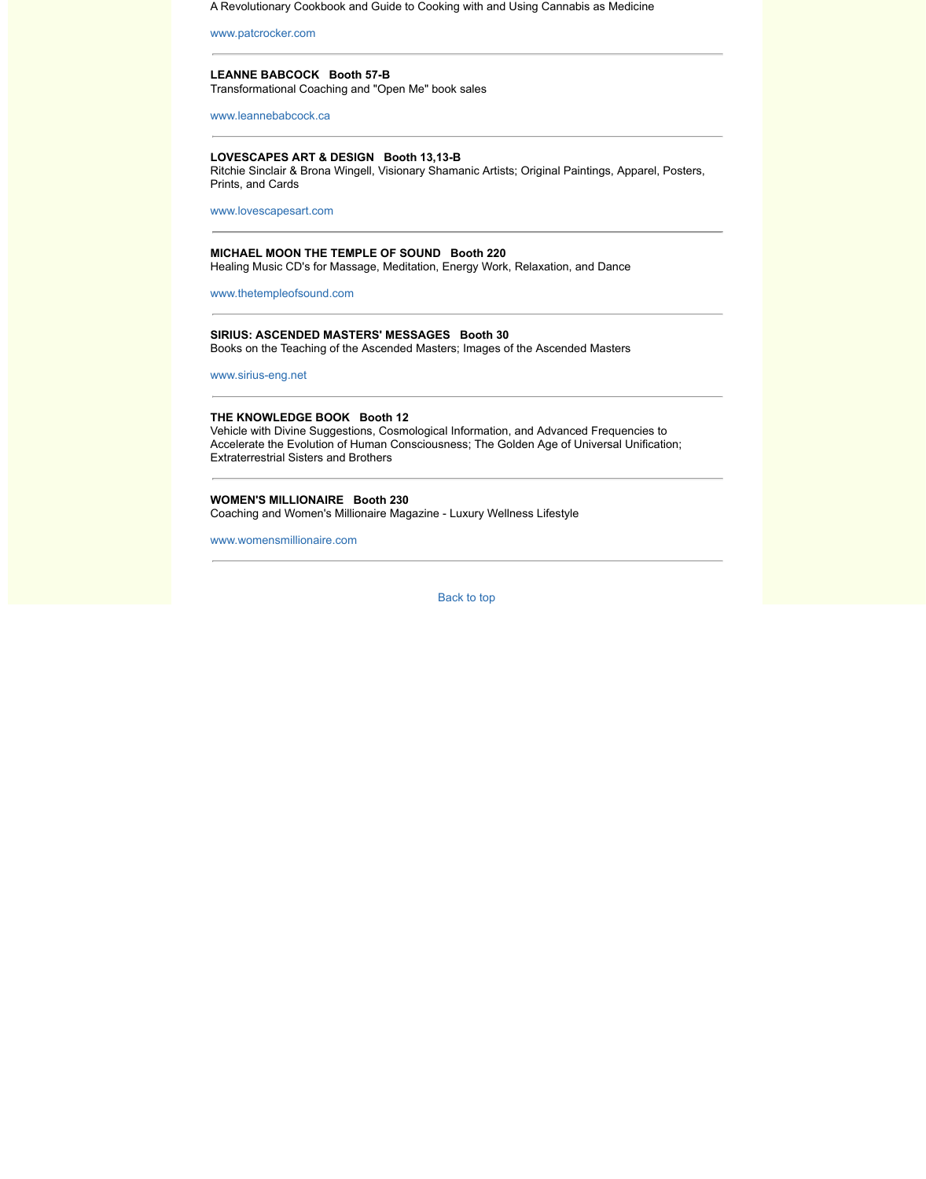A Revolutionary Cookbook and Guide to Cooking with and Using Cannabis as Medicine

www.patcrocker.com

---

**LEANNE BABCOCK   Booth 57-B**
Transformational Coaching and "Open Me" book sales

www.leannebabcock.ca

---

**LOVESCAPES ART & DESIGN   Booth 13,13-B**
Ritchie Sinclair & Brona Wingell, Visionary Shamanic Artists; Original Paintings, Apparel, Posters, Prints, and Cards

www.lovescapesart.com

---

**MICHAEL MOON THE TEMPLE OF SOUND   Booth 220**
Healing Music CD's for Massage, Meditation, Energy Work, Relaxation, and Dance

www.thetempleofsound.com

---

**SIRIUS: ASCENDED MASTERS' MESSAGES   Booth 30**
Books on the Teaching of the Ascended Masters; Images of the Ascended Masters

www.sirius-eng.net

---

**THE KNOWLEDGE BOOK   Booth 12**
Vehicle with Divine Suggestions, Cosmological Information, and Advanced Frequencies to Accelerate the Evolution of Human Consciousness; The Golden Age of Universal Unification; Extraterrestrial Sisters and Brothers

---

**WOMEN'S MILLIONAIRE   Booth 230**
Coaching and Women's Millionaire Magazine - Luxury Wellness Lifestyle

www.womensmillionaire.com

---

Back to top